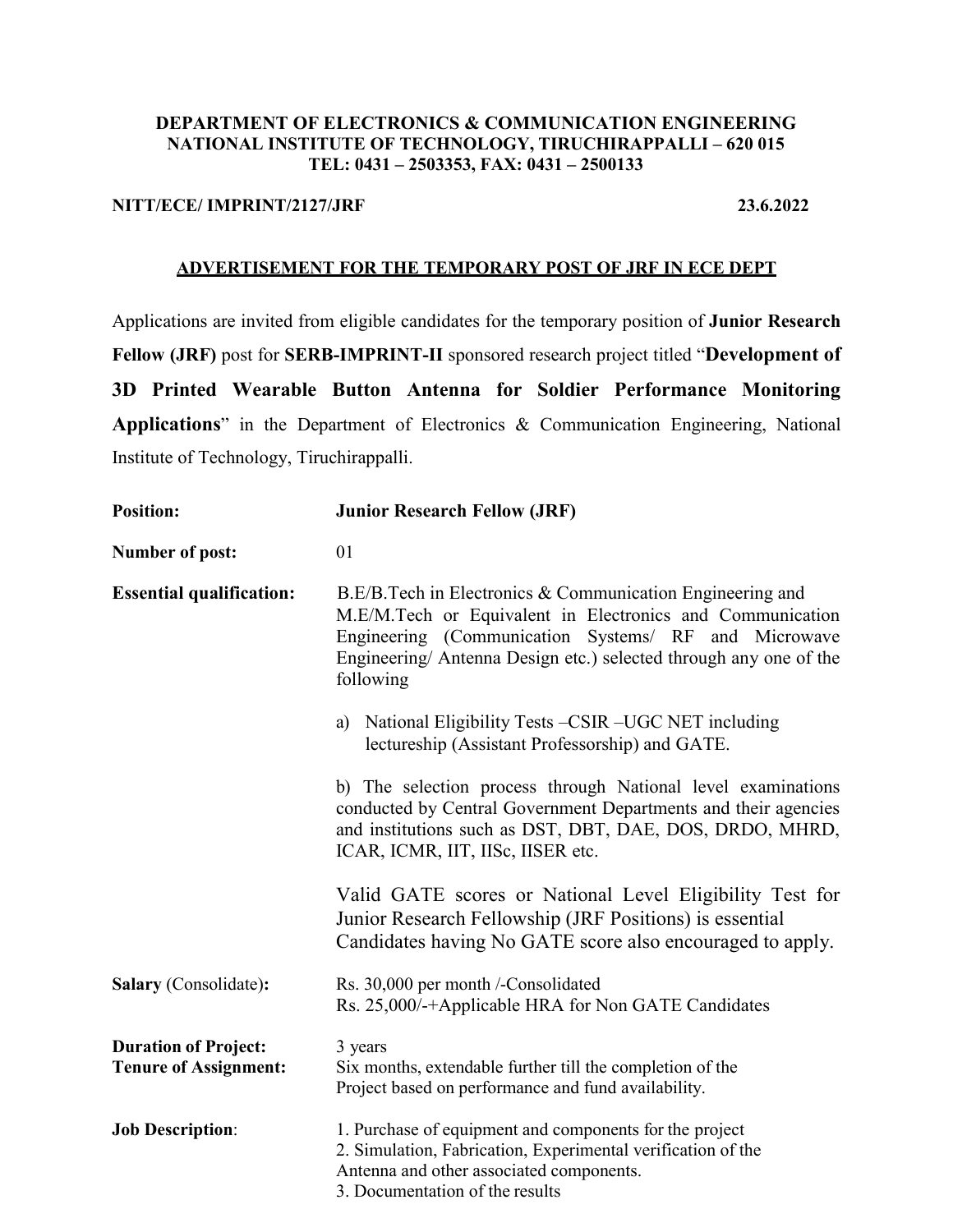**DEPARTMENT OF ELECTRONICS & COMMUNICATION ENGINEERING**
**NATIONAL INSTITUTE OF TECHNOLOGY, TIRUCHIRAPPALLI – 620 015**
**TEL: 0431 – 2503353, FAX: 0431 – 2500133**

**NITT/ECE/ IMPRINT/2127/JRF** **23.6.2022**

## ADVERTISEMENT FOR THE TEMPORARY POST OF JRF IN ECE DEPT

Applications are invited from eligible candidates for the temporary position of **Junior Research Fellow (JRF)** post for **SERB-IMPRINT-II** sponsored research project titled "**Development of 3D Printed Wearable Button Antenna for Soldier Performance Monitoring Applications**" in the Department of Electronics & Communication Engineering, National Institute of Technology, Tiruchirappalli.

**Position:** **Junior Research Fellow (JRF)**

**Number of post:** 01

**Essential qualification:** B.E/B.Tech in Electronics & Communication Engineering and M.E/M.Tech or Equivalent in Electronics and Communication Engineering (Communication Systems/ RF and Microwave Engineering/ Antenna Design etc.) selected through any one of the following

a) National Eligibility Tests –CSIR –UGC NET including lectureship (Assistant Professorship) and GATE.

b) The selection process through National level examinations conducted by Central Government Departments and their agencies and institutions such as DST, DBT, DAE, DOS, DRDO, MHRD, ICAR, ICMR, IIT, IISc, IISER etc.

Valid GATE scores or National Level Eligibility Test for Junior Research Fellowship (JRF Positions) is essential Candidates having No GATE score also encouraged to apply.

**Salary** (Consolidate)**:** Rs. 30,000 per month /-Consolidated
Rs. 25,000/-+Applicable HRA for Non GATE Candidates

**Duration of Project:** 3 years

**Tenure of Assignment:** Six months, extendable further till the completion of the Project based on performance and fund availability.

**Job Description**:

1. Purchase of equipment and components for the project
2. Simulation, Fabrication, Experimental verification of the Antenna and other associated components.
3. Documentation of the results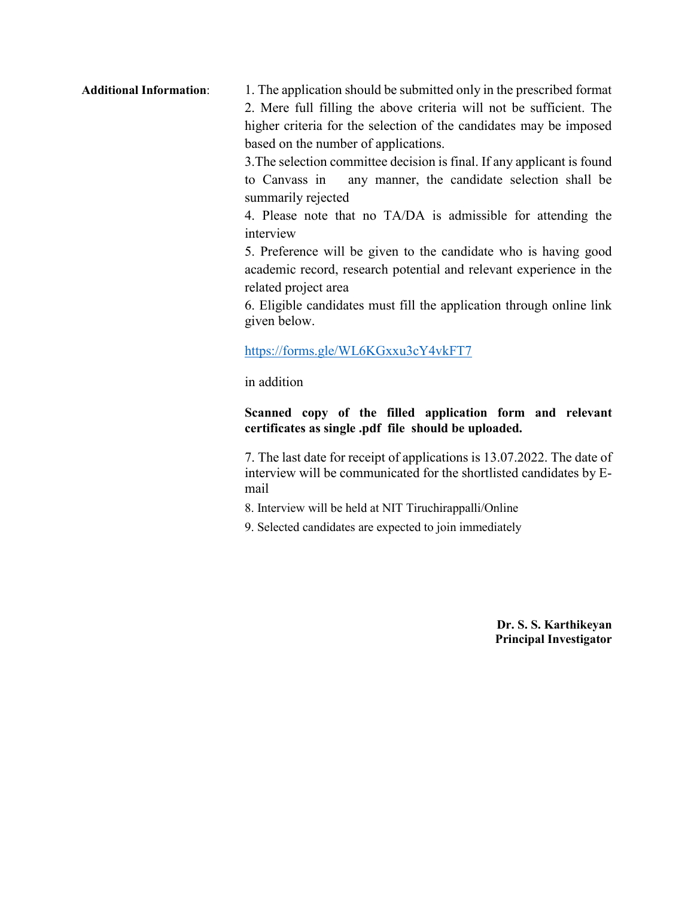**Additional Information**:

1. The application should be submitted only in the prescribed format
2. Mere full filling the above criteria will not be sufficient. The higher criteria for the selection of the candidates may be imposed based on the number of applications.
3. The selection committee decision is final. If any applicant is found to Canvass in any manner, the candidate selection shall be summarily rejected
4. Please note that no TA/DA is admissible for attending the interview
5. Preference will be given to the candidate who is having good academic record, research potential and relevant experience in the related project area
6. Eligible candidates must fill the application through online link given below.

   https://forms.gle/WL6KGxxu3cY4vkFT7

   in addition

   **Scanned copy of the filled application form and relevant certificates as single .pdf file should be uploaded.**

7. The last date for receipt of applications is 13.07.2022. The date of interview will be communicated for the shortlisted candidates by E-mail
8. Interview will be held at NIT Tiruchirappalli/Online
9. Selected candidates are expected to join immediately

**Dr. S. S. Karthikeyan**
**Principal Investigator**